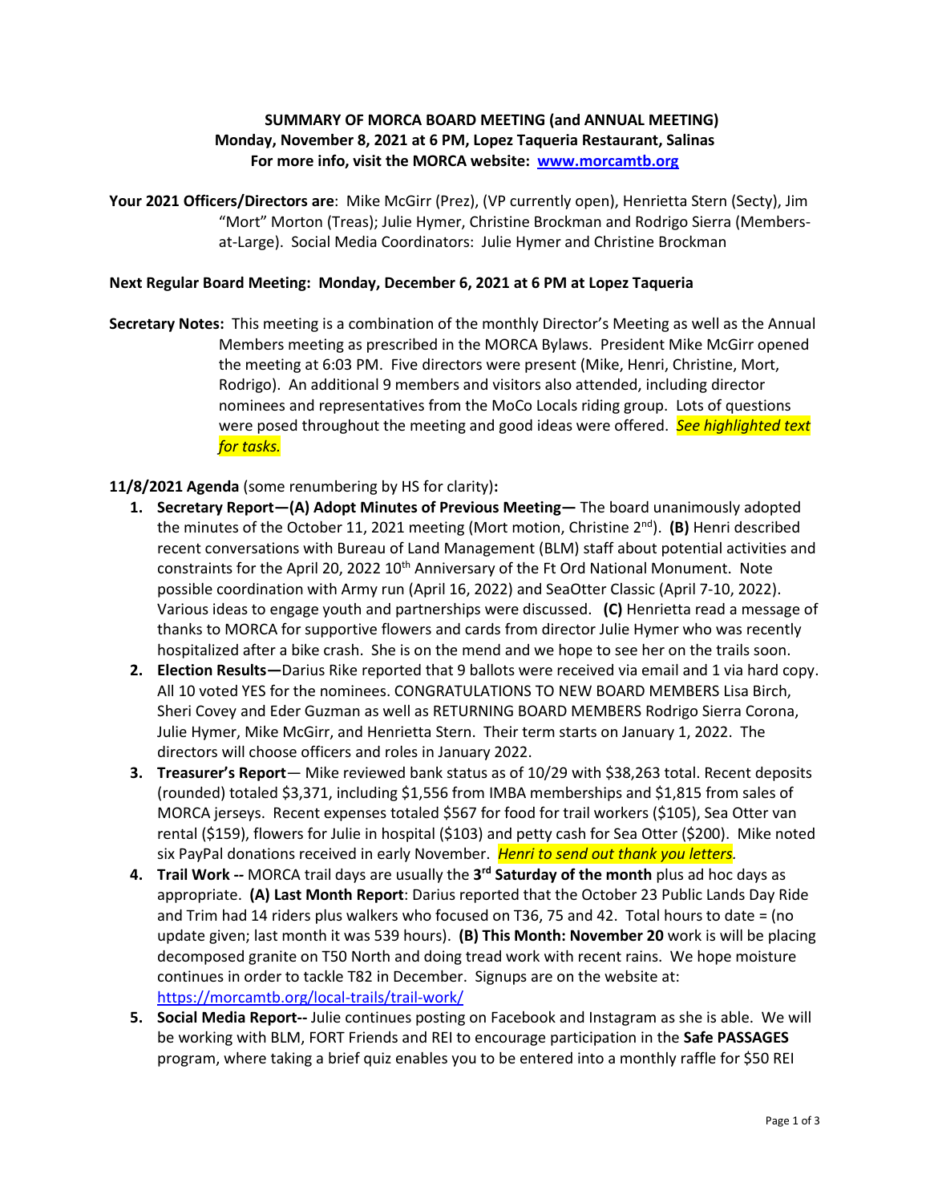**SUMMARY OF MORCA BOARD MEETING (and ANNUAL MEETING)**
**Monday, November 8, 2021 at 6 PM, Lopez Taqueria Restaurant, Salinas**
**For more info, visit the MORCA website: [www.morcamtb.org](http://www.morcamtb.org)**

**Your 2021 Officers/Directors are**: Mike McGirr (Prez), (VP currently open), Henrietta Stern (Secty), Jim "Mort" Morton (Treas); Julie Hymer, Christine Brockman and Rodrigo Sierra (Members-at-Large). Social Media Coordinators: Julie Hymer and Christine Brockman

**Next Regular Board Meeting: Monday, December 6, 2021 at 6 PM at Lopez Taqueria**

**Secretary Notes:** This meeting is a combination of the monthly Director's Meeting as well as the Annual Members meeting as prescribed in the MORCA Bylaws. President Mike McGirr opened the meeting at 6:03 PM. Five directors were present (Mike, Henri, Christine, Mort, Rodrigo). An additional 9 members and visitors also attended, including director nominees and representatives from the MoCo Locals riding group. Lots of questions were posed throughout the meeting and good ideas were offered. *See highlighted text for tasks.*

**11/8/2021 Agenda** (some renumbering by HS for clarity)**:**

1. **Secretary Report—(A) Adopt Minutes of Previous Meeting—** The board unanimously adopted the minutes of the October 11, 2021 meeting (Mort motion, Christine 2nd). **(B)** Henri described recent conversations with Bureau of Land Management (BLM) staff about potential activities and constraints for the April 20, 2022 10th Anniversary of the Ft Ord National Monument. Note possible coordination with Army run (April 16, 2022) and SeaOtter Classic (April 7-10, 2022). Various ideas to engage youth and partnerships were discussed. **(C)** Henrietta read a message of thanks to MORCA for supportive flowers and cards from director Julie Hymer who was recently hospitalized after a bike crash. She is on the mend and we hope to see her on the trails soon.
2. **Election Results—**Darius Rike reported that 9 ballots were received via email and 1 via hard copy. All 10 voted YES for the nominees. CONGRATULATIONS TO NEW BOARD MEMBERS Lisa Birch, Sheri Covey and Eder Guzman as well as RETURNING BOARD MEMBERS Rodrigo Sierra Corona, Julie Hymer, Mike McGirr, and Henrietta Stern. Their term starts on January 1, 2022. The directors will choose officers and roles in January 2022.
3. **Treasurer's Report**— Mike reviewed bank status as of 10/29 with $38,263 total. Recent deposits (rounded) totaled $3,371, including $1,556 from IMBA memberships and $1,815 from sales of MORCA jerseys. Recent expenses totaled $567 for food for trail workers ($105), Sea Otter van rental ($159), flowers for Julie in hospital ($103) and petty cash for Sea Otter ($200). Mike noted six PayPal donations received in early November. *Henri to send out thank you letters.*
4. **Trail Work --** MORCA trail days are usually the **3rd Saturday of the month** plus ad hoc days as appropriate. **(A) Last Month Report**: Darius reported that the October 23 Public Lands Day Ride and Trim had 14 riders plus walkers who focused on T36, 75 and 42. Total hours to date = (no update given; last month it was 539 hours). **(B) This Month: November 20** work is will be placing decomposed granite on T50 North and doing tread work with recent rains. We hope moisture continues in order to tackle T82 in December. Signups are on the website at: [https://morcamtb.org/local-trails/trail-work/](https://morcamtb.org/local-trails/trail-work/)
5. **Social Media Report--** Julie continues posting on Facebook and Instagram as she is able. We will be working with BLM, FORT Friends and REI to encourage participation in the **Safe PASSAGES** program, where taking a brief quiz enables you to be entered into a monthly raffle for $50 REI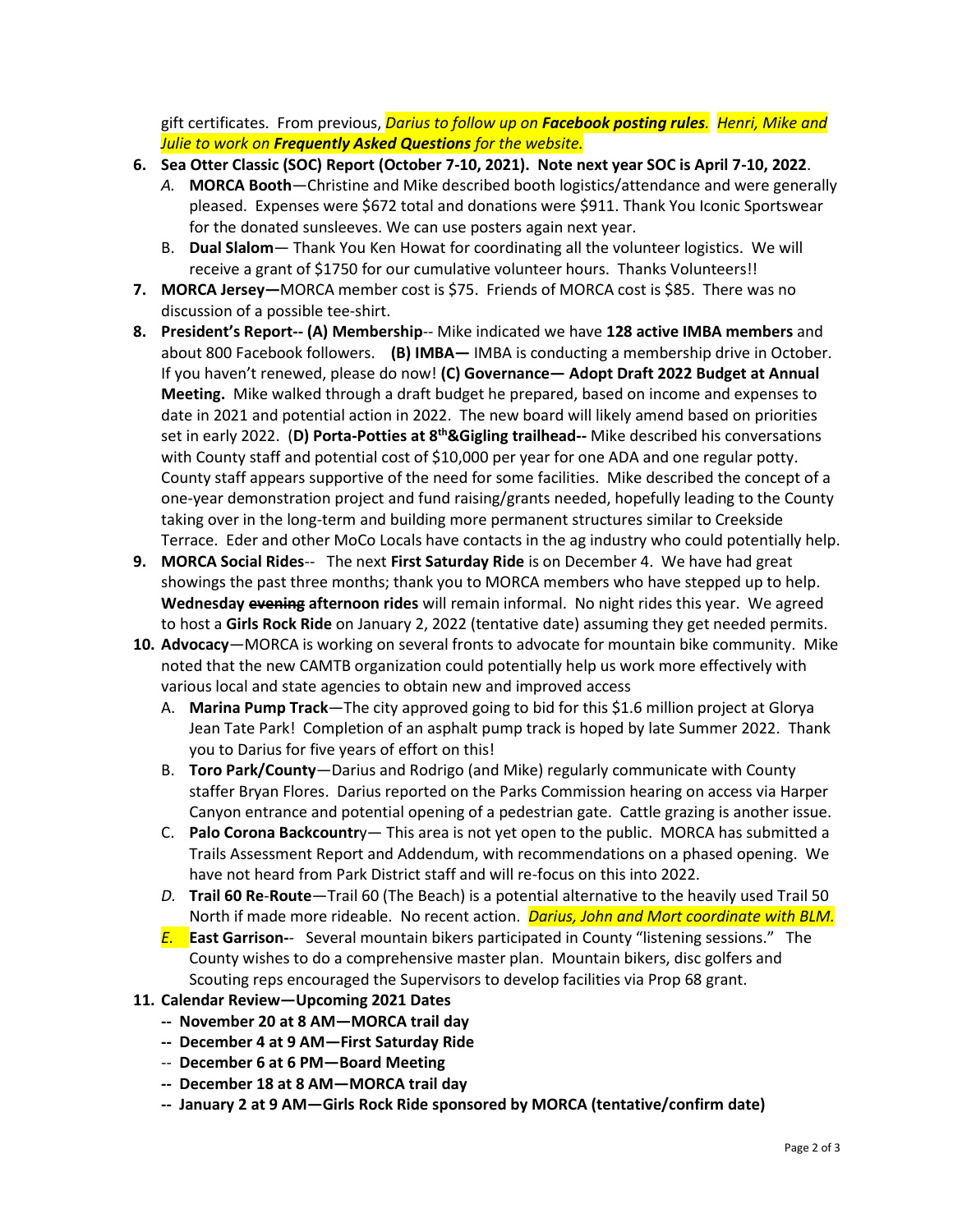gift certificates. From previous, *Darius to follow up on **Facebook posting rules**. Henri, Mike and Julie to work on **Frequently Asked Questions** for the website.*

6. **Sea Otter Classic (SOC) Report (October 7-10, 2021). Note next year SOC is April 7-10, 2022**.
   - *A.* **MORCA Booth**—Christine and Mike described booth logistics/attendance and were generally pleased. Expenses were $672 total and donations were $911. Thank You Iconic Sportswear for the donated sunsleeves. We can use posters again next year.
   - B. **Dual Slalom**— Thank You Ken Howat for coordinating all the volunteer logistics. We will receive a grant of $1750 for our cumulative volunteer hours. Thanks Volunteers!!
7. **MORCA Jersey—**MORCA member cost is $75. Friends of MORCA cost is $85. There was no discussion of a possible tee-shirt.
8. **President's Report-- (A) Membership**-- Mike indicated we have **128 active IMBA members** and about 800 Facebook followers. **(B) IMBA—** IMBA is conducting a membership drive in October. If you haven't renewed, please do now! **(C) Governance— Adopt Draft 2022 Budget at Annual Meeting.** Mike walked through a draft budget he prepared, based on income and expenses to date in 2021 and potential action in 2022. The new board will likely amend based on priorities set in early 2022. (**D) Porta-Potties at 8th&Gigling trailhead--** Mike described his conversations with County staff and potential cost of $10,000 per year for one ADA and one regular potty. County staff appears supportive of the need for some facilities. Mike described the concept of a one-year demonstration project and fund raising/grants needed, hopefully leading to the County taking over in the long-term and building more permanent structures similar to Creekside Terrace. Eder and other MoCo Locals have contacts in the ag industry who could potentially help.
9. **MORCA Social Rides**-- The next **First Saturday Ride** is on December 4. We have had great showings the past three months; thank you to MORCA members who have stepped up to help. **Wednesday ~~evening~~ afternoon rides** will remain informal. No night rides this year. We agreed to host a **Girls Rock Ride** on January 2, 2022 (tentative date) assuming they get needed permits.
10. **Advocacy**—MORCA is working on several fronts to advocate for mountain bike community. Mike noted that the new CAMTB organization could potentially help us work more effectively with various local and state agencies to obtain new and improved access
    - A. **Marina Pump Track**—The city approved going to bid for this $1.6 million project at Glorya Jean Tate Park! Completion of an asphalt pump track is hoped by late Summer 2022. Thank you to Darius for five years of effort on this!
    - B. **Toro Park/County**—Darius and Rodrigo (and Mike) regularly communicate with County staffer Bryan Flores. Darius reported on the Parks Commission hearing on access via Harper Canyon entrance and potential opening of a pedestrian gate. Cattle grazing is another issue.
    - C. **Palo Corona Backcountry**— This area is not yet open to the public. MORCA has submitted a Trails Assessment Report and Addendum, with recommendations on a phased opening. We have not heard from Park District staff and will re-focus on this into 2022.
    - *D.* **Trail 60 Re-Route**—Trail 60 (The Beach) is a potential alternative to the heavily used Trail 50 North if made more rideable. No recent action. *Darius, John and Mort coordinate with BLM.*
    - *E.* **East Garrison-**- Several mountain bikers participated in County "listening sessions." The County wishes to do a comprehensive master plan. Mountain bikers, disc golfers and Scouting reps encouraged the Supervisors to develop facilities via Prop 68 grant.
11. **Calendar Review—Upcoming 2021 Dates**
    - **-- November 20 at 8 AM—MORCA trail day**
    - **-- December 4 at 9 AM—First Saturday Ride**
    - -- **December 6 at 6 PM—Board Meeting**
    - **-- December 18 at 8 AM—MORCA trail day**
    - **-- January 2 at 9 AM—Girls Rock Ride sponsored by MORCA (tentative/confirm date)**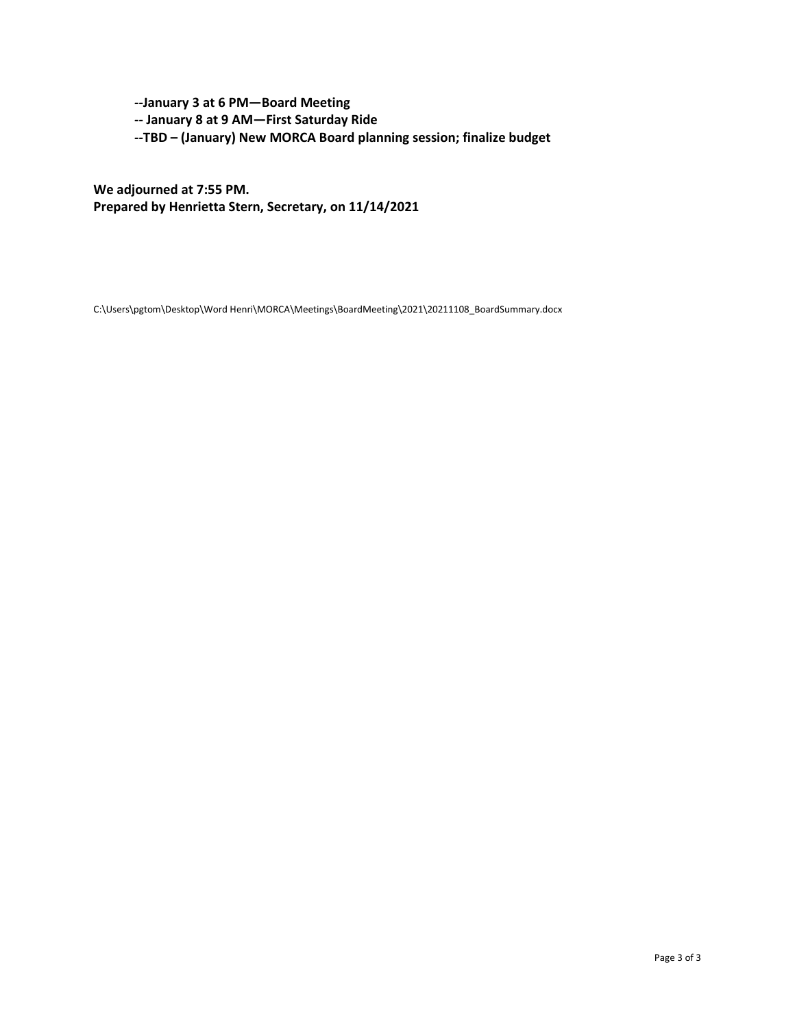**--January 3 at 6 PM—Board Meeting**
**-- January 8 at 9 AM—First Saturday Ride**
**--TBD – (January) New MORCA Board planning session; finalize budget**

**We adjourned at 7:55 PM.**
**Prepared by Henrietta Stern, Secretary, on 11/14/2021**

C:\Users\pgtom\Desktop\Word Henri\MORCA\Meetings\BoardMeeting\2021\20211108_BoardSummary.docx